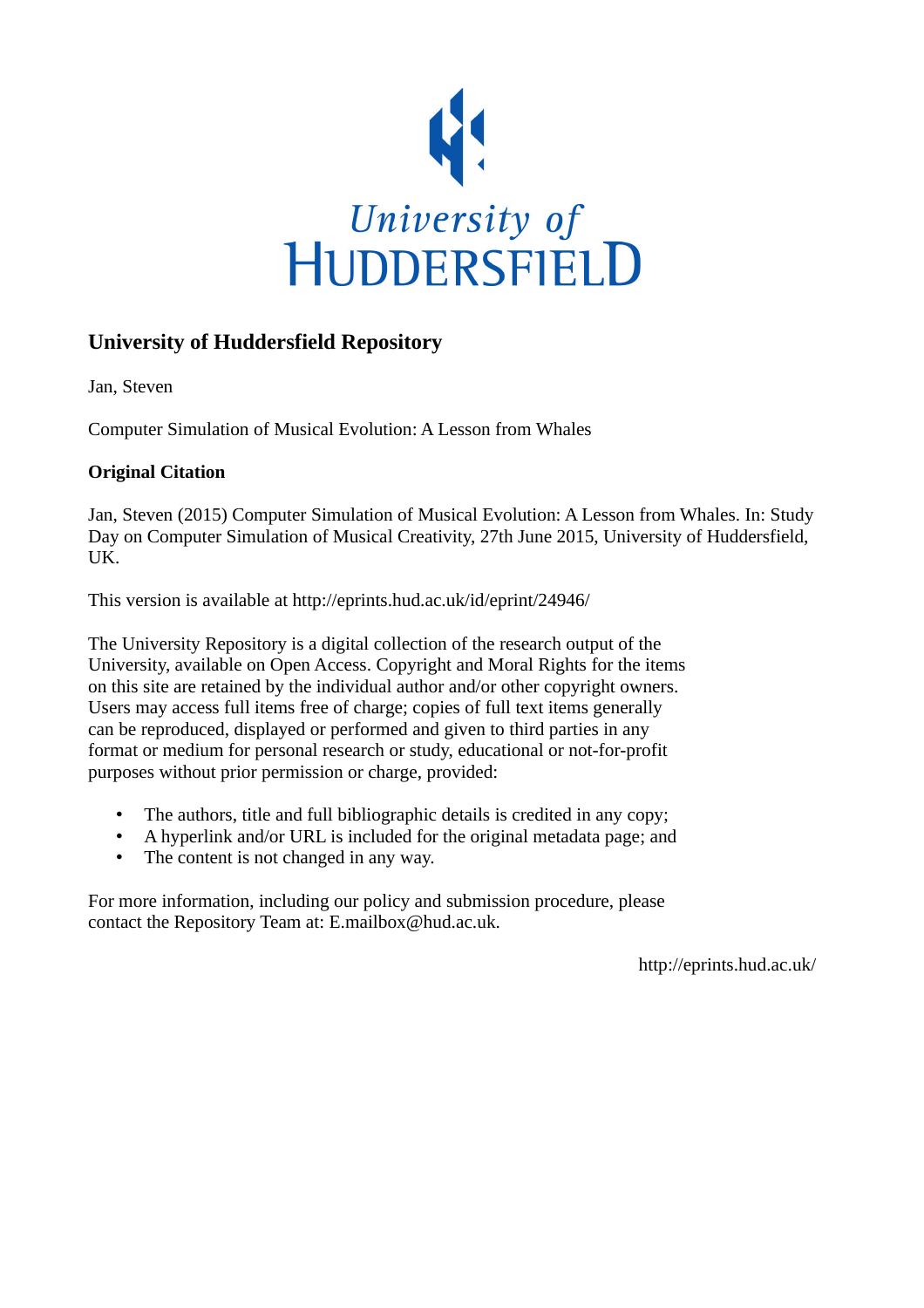University of
HUDDERSFIELD

## University of Huddersfield Repository

Jan, Steven

Computer Simulation of Musical Evolution: A Lesson from Whales

### Original Citation

Jan, Steven (2015) Computer Simulation of Musical Evolution: A Lesson from Whales. In: Study Day on Computer Simulation of Musical Creativity, 27th June 2015, University of Huddersfield, UK.

This version is available at http://eprints.hud.ac.uk/id/eprint/24946/

The University Repository is a digital collection of the research output of the University, available on Open Access. Copyright and Moral Rights for the items on this site are retained by the individual author and/or other copyright owners. Users may access full items free of charge; copies of full text items generally can be reproduced, displayed or performed and given to third parties in any format or medium for personal research or study, educational or not-for-profit purposes without prior permission or charge, provided:

- The authors, title and full bibliographic details is credited in any copy;
- A hyperlink and/or URL is included for the original metadata page; and
- The content is not changed in any way.

For more information, including our policy and submission procedure, please contact the Repository Team at: E.mailbox@hud.ac.uk.

http://eprints.hud.ac.uk/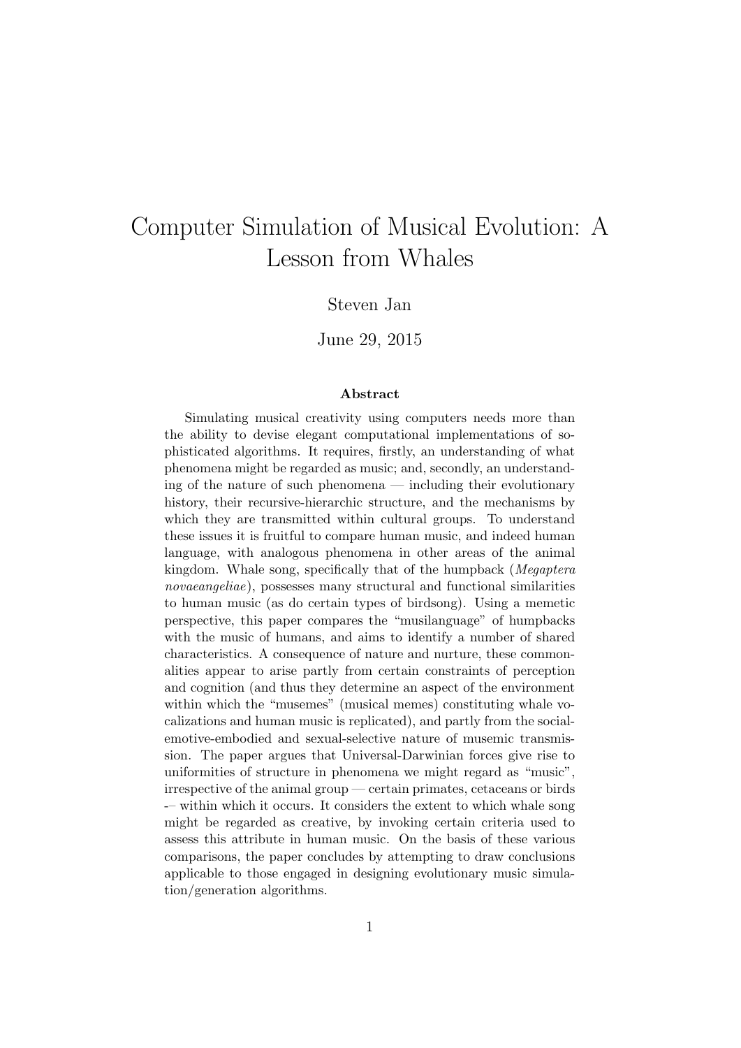# Computer Simulation of Musical Evolution: A Lesson from Whales

Steven Jan

June 29, 2015

### Abstract

Simulating musical creativity using computers needs more than the ability to devise elegant computational implementations of sophisticated algorithms. It requires, firstly, an understanding of what phenomena might be regarded as music; and, secondly, an understanding of the nature of such phenomena — including their evolutionary history, their recursive-hierarchic structure, and the mechanisms by which they are transmitted within cultural groups. To understand these issues it is fruitful to compare human music, and indeed human language, with analogous phenomena in other areas of the animal kingdom. Whale song, specifically that of the humpback (*Megaptera novaeangeliae*), possesses many structural and functional similarities to human music (as do certain types of birdsong). Using a memetic perspective, this paper compares the "musilanguage" of humpbacks with the music of humans, and aims to identify a number of shared characteristics. A consequence of nature and nurture, these commonalities appear to arise partly from certain constraints of perception and cognition (and thus they determine an aspect of the environment within which the "musemes" (musical memes) constituting whale vocalizations and human music is replicated), and partly from the social-emotive-embodied and sexual-selective nature of musemic transmission. The paper argues that Universal-Darwinian forces give rise to uniformities of structure in phenomena we might regard as "music", irrespective of the animal group — certain primates, cetaceans or birds -– within which it occurs. It considers the extent to which whale song might be regarded as creative, by invoking certain criteria used to assess this attribute in human music. On the basis of these various comparisons, the paper concludes by attempting to draw conclusions applicable to those engaged in designing evolutionary music simulation/generation algorithms.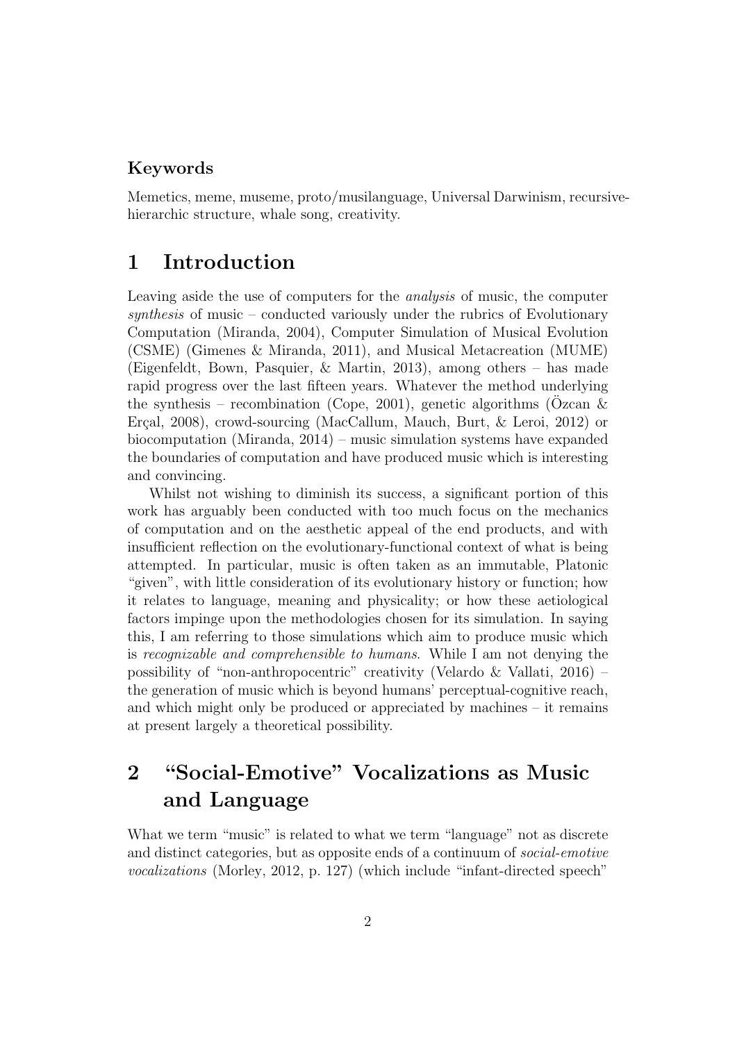### Keywords

Memetics, meme, museme, proto/musilanguage, Universal Darwinism, recursive-hierarchic structure, whale song, creativity.

## 1 Introduction

Leaving aside the use of computers for the *analysis* of music, the computer *synthesis* of music – conducted variously under the rubrics of Evolutionary Computation (Miranda, 2004), Computer Simulation of Musical Evolution (CSME) (Gimenes & Miranda, 2011), and Musical Metacreation (MUME) (Eigenfeldt, Bown, Pasquier, & Martin, 2013), among others – has made rapid progress over the last fifteen years. Whatever the method underlying the synthesis – recombination (Cope, 2001), genetic algorithms (Özcan & Erçal, 2008), crowd-sourcing (MacCallum, Mauch, Burt, & Leroi, 2012) or biocomputation (Miranda, 2014) – music simulation systems have expanded the boundaries of computation and have produced music which is interesting and convincing.

Whilst not wishing to diminish its success, a significant portion of this work has arguably been conducted with too much focus on the mechanics of computation and on the aesthetic appeal of the end products, and with insufficient reflection on the evolutionary-functional context of what is being attempted. In particular, music is often taken as an immutable, Platonic "given", with little consideration of its evolutionary history or function; how it relates to language, meaning and physicality; or how these aetiological factors impinge upon the methodologies chosen for its simulation. In saying this, I am referring to those simulations which aim to produce music which is *recognizable and comprehensible to humans*. While I am not denying the possibility of "non-anthropocentric" creativity (Velardo & Vallati, 2016) – the generation of music which is beyond humans' perceptual-cognitive reach, and which might only be produced or appreciated by machines – it remains at present largely a theoretical possibility.

## 2 "Social-Emotive" Vocalizations as Music and Language

What we term "music" is related to what we term "language" not as discrete and distinct categories, but as opposite ends of a continuum of *social-emotive vocalizations* (Morley, 2012, p. 127) (which include "infant-directed speech"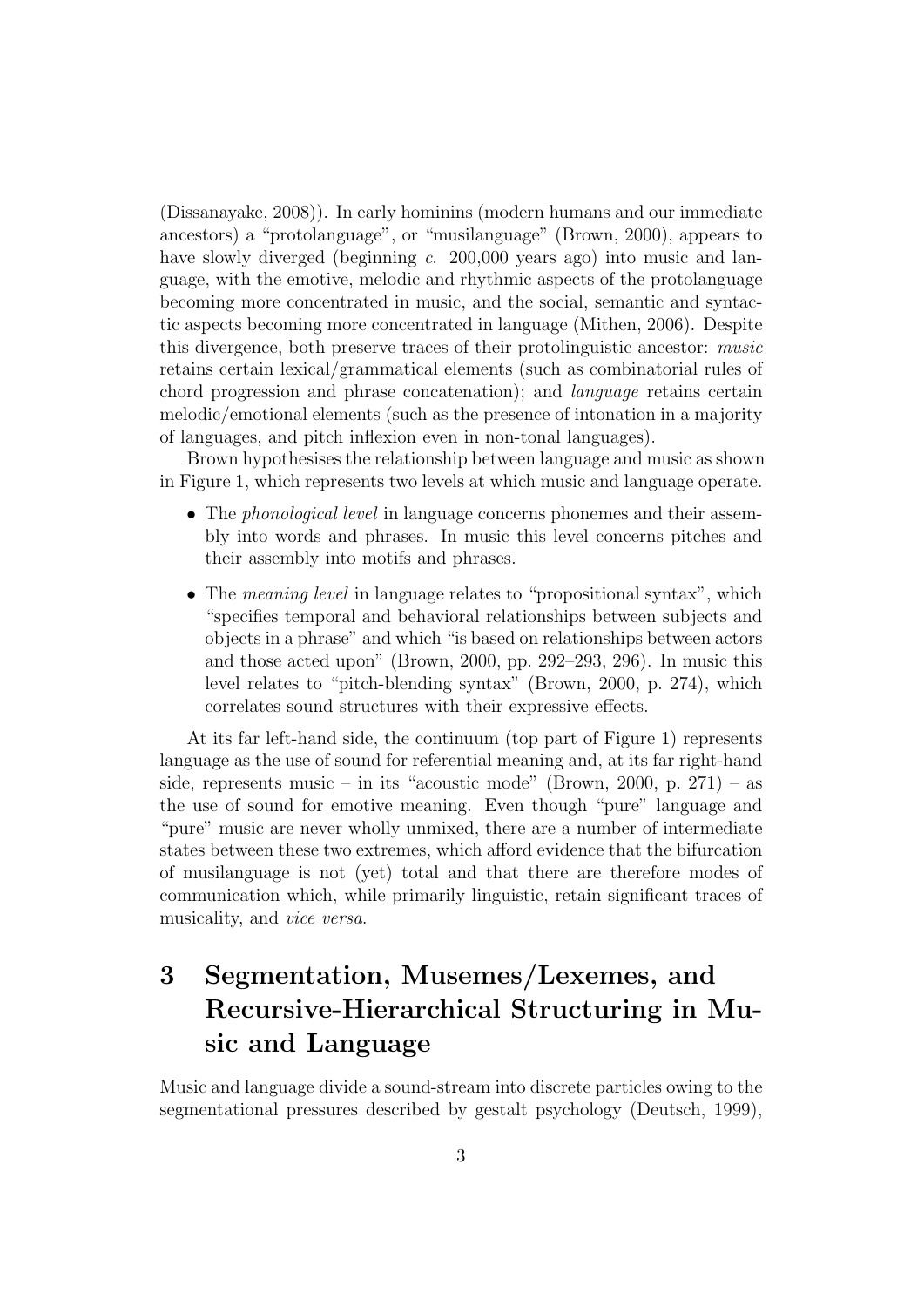(Dissanayake, 2008)). In early hominins (modern humans and our immediate ancestors) a "protolanguage", or "musilanguage" (Brown, 2000), appears to have slowly diverged (beginning *c.* 200,000 years ago) into music and language, with the emotive, melodic and rhythmic aspects of the protolanguage becoming more concentrated in music, and the social, semantic and syntactic aspects becoming more concentrated in language (Mithen, 2006). Despite this divergence, both preserve traces of their protolinguistic ancestor: *music* retains certain lexical/grammatical elements (such as combinatorial rules of chord progression and phrase concatenation); and *language* retains certain melodic/emotional elements (such as the presence of intonation in a majority of languages, and pitch inflexion even in non-tonal languages).

Brown hypothesises the relationship between language and music as shown in Figure 1, which represents two levels at which music and language operate.

- The *phonological level* in language concerns phonemes and their assembly into words and phrases. In music this level concerns pitches and their assembly into motifs and phrases.
- The *meaning level* in language relates to "propositional syntax", which "specifies temporal and behavioral relationships between subjects and objects in a phrase" and which "is based on relationships between actors and those acted upon" (Brown, 2000, pp. 292–293, 296). In music this level relates to "pitch-blending syntax" (Brown, 2000, p. 274), which correlates sound structures with their expressive effects.

At its far left-hand side, the continuum (top part of Figure 1) represents language as the use of sound for referential meaning and, at its far right-hand side, represents music – in its "acoustic mode" (Brown, 2000, p. 271) – as the use of sound for emotive meaning. Even though "pure" language and "pure" music are never wholly unmixed, there are a number of intermediate states between these two extremes, which afford evidence that the bifurcation of musilanguage is not (yet) total and that there are therefore modes of communication which, while primarily linguistic, retain significant traces of musicality, and *vice versa*.

# 3 Segmentation, Musemes/Lexemes, and Recursive-Hierarchical Structuring in Music and Language

Music and language divide a sound-stream into discrete particles owing to the segmentational pressures described by gestalt psychology (Deutsch, 1999),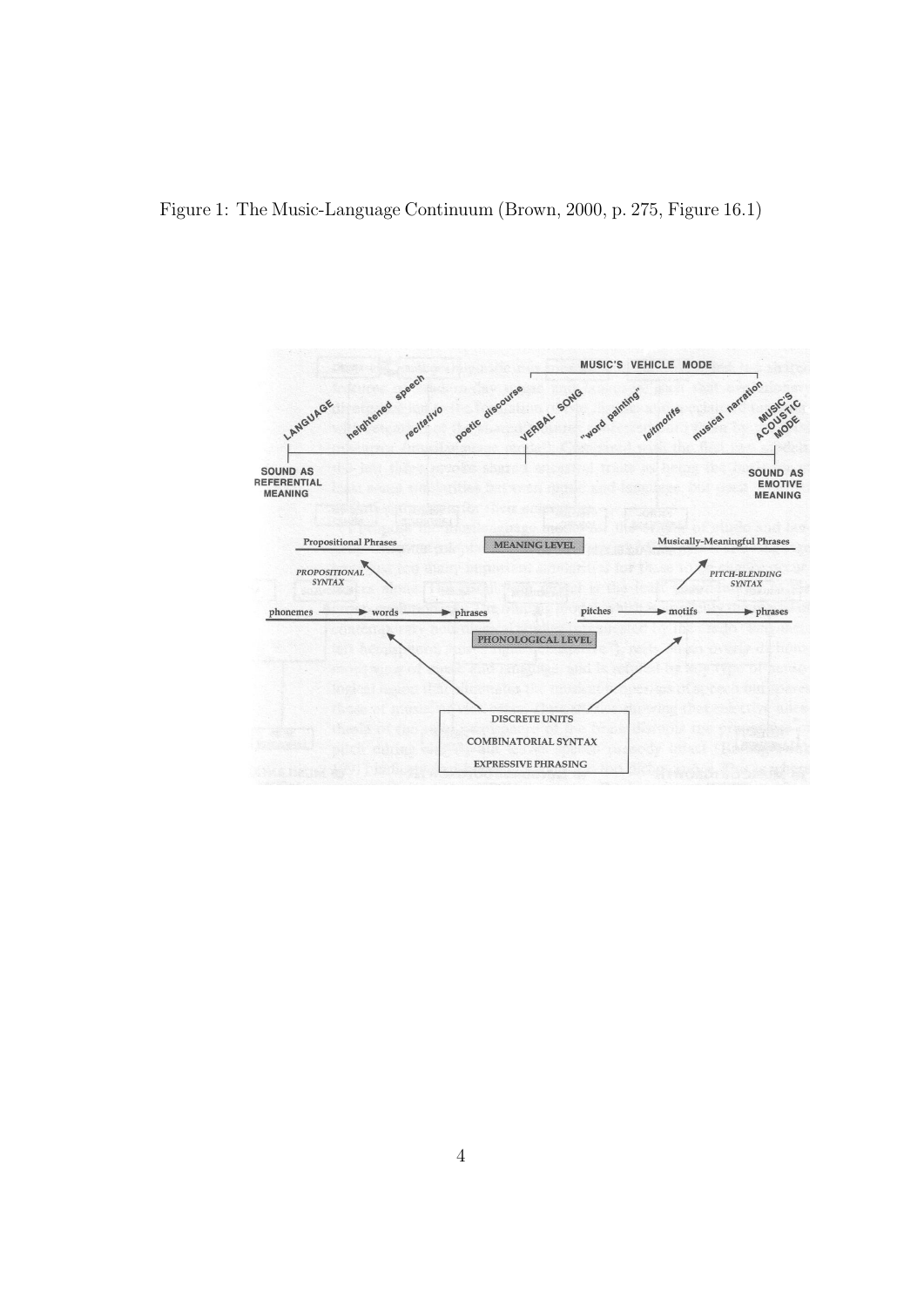Figure 1: The Music-Language Continuum (Brown, 2000, p. 275, Figure 16.1)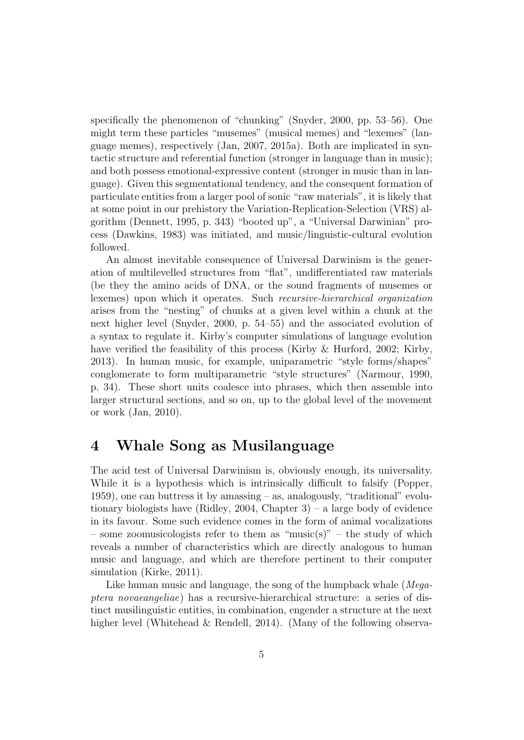specifically the phenomenon of "chunking" (Snyder, 2000, pp. 53–56). One might term these particles "musemes" (musical memes) and "lexemes" (language memes), respectively (Jan, 2007, 2015a). Both are implicated in syntactic structure and referential function (stronger in language than in music); and both possess emotional-expressive content (stronger in music than in language). Given this segmentational tendency, and the consequent formation of particulate entities from a larger pool of sonic "raw materials", it is likely that at some point in our prehistory the Variation-Replication-Selection (VRS) algorithm (Dennett, 1995, p. 343) "booted up", a "Universal Darwinian" process (Dawkins, 1983) was initiated, and music/linguistic-cultural evolution followed.

An almost inevitable consequence of Universal Darwinism is the generation of multilevelled structures from "flat", undifferentiated raw materials (be they the amino acids of DNA, or the sound fragments of musemes or lexemes) upon which it operates. Such *recursive-hierarchical organization* arises from the "nesting" of chunks at a given level within a chunk at the next higher level (Snyder, 2000, p. 54–55) and the associated evolution of a syntax to regulate it. Kirby's computer simulations of language evolution have verified the feasibility of this process (Kirby & Hurford, 2002; Kirby, 2013). In human music, for example, uniparametric "style forms/shapes" conglomerate to form multiparametric "style structures" (Narmour, 1990, p. 34). These short units coalesce into phrases, which then assemble into larger structural sections, and so on, up to the global level of the movement or work (Jan, 2010).

# 4 Whale Song as Musilanguage

The acid test of Universal Darwinism is, obviously enough, its universality. While it is a hypothesis which is intrinsically difficult to falsify (Popper, 1959), one can buttress it by amassing – as, analogously, "traditional" evolutionary biologists have (Ridley, 2004, Chapter 3) – a large body of evidence in its favour. Some such evidence comes in the form of animal vocalizations – some zoomusicologists refer to them as "music(s)" – the study of which reveals a number of characteristics which are directly analogous to human music and language, and which are therefore pertinent to their computer simulation (Kirke, 2011).

Like human music and language, the song of the humpback whale (*Megaptera novaeangeliae*) has a recursive-hierarchical structure: a series of distinct musilinguistic entities, in combination, engender a structure at the next higher level (Whitehead & Rendell, 2014). (Many of the following observa-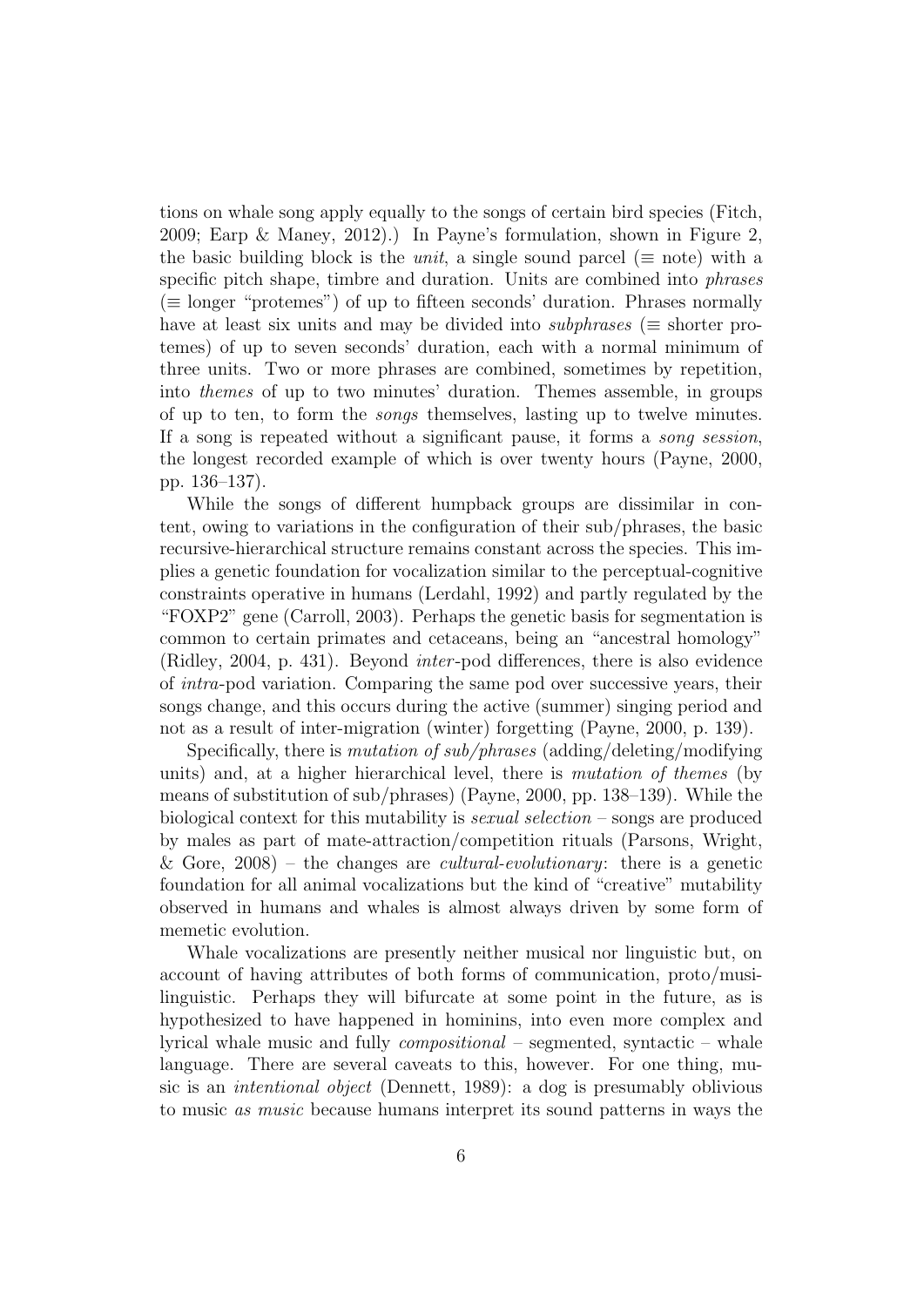tions on whale song apply equally to the songs of certain bird species (Fitch, 2009; Earp & Maney, 2012).) In Payne's formulation, shown in Figure 2, the basic building block is the *unit*, a single sound parcel ($\equiv$ note) with a specific pitch shape, timbre and duration. Units are combined into *phrases* ($\equiv$ longer "protemes") of up to fifteen seconds' duration. Phrases normally have at least six units and may be divided into *subphrases* ($\equiv$ shorter protemes) of up to seven seconds' duration, each with a normal minimum of three units. Two or more phrases are combined, sometimes by repetition, into *themes* of up to two minutes' duration. Themes assemble, in groups of up to ten, to form the *songs* themselves, lasting up to twelve minutes. If a song is repeated without a significant pause, it forms a *song session*, the longest recorded example of which is over twenty hours (Payne, 2000, pp. 136–137).

While the songs of different humpback groups are dissimilar in content, owing to variations in the configuration of their sub/phrases, the basic recursive-hierarchical structure remains constant across the species. This implies a genetic foundation for vocalization similar to the perceptual-cognitive constraints operative in humans (Lerdahl, 1992) and partly regulated by the "FOXP2" gene (Carroll, 2003). Perhaps the genetic basis for segmentation is common to certain primates and cetaceans, being an "ancestral homology" (Ridley, 2004, p. 431). Beyond *inter*-pod differences, there is also evidence of *intra*-pod variation. Comparing the same pod over successive years, their songs change, and this occurs during the active (summer) singing period and not as a result of inter-migration (winter) forgetting (Payne, 2000, p. 139).

Specifically, there is *mutation of sub/phrases* (adding/deleting/modifying units) and, at a higher hierarchical level, there is *mutation of themes* (by means of substitution of sub/phrases) (Payne, 2000, pp. 138–139). While the biological context for this mutability is *sexual selection* – songs are produced by males as part of mate-attraction/competition rituals (Parsons, Wright, & Gore, 2008) – the changes are *cultural-evolutionary*: there is a genetic foundation for all animal vocalizations but the kind of "creative" mutability observed in humans and whales is almost always driven by some form of memetic evolution.

Whale vocalizations are presently neither musical nor linguistic but, on account of having attributes of both forms of communication, proto/musilinguistic. Perhaps they will bifurcate at some point in the future, as is hypothesized to have happened in hominins, into even more complex and lyrical whale music and fully *compositional* – segmented, syntactic – whale language. There are several caveats to this, however. For one thing, music is an *intentional object* (Dennett, 1989): a dog is presumably oblivious to music *as music* because humans interpret its sound patterns in ways the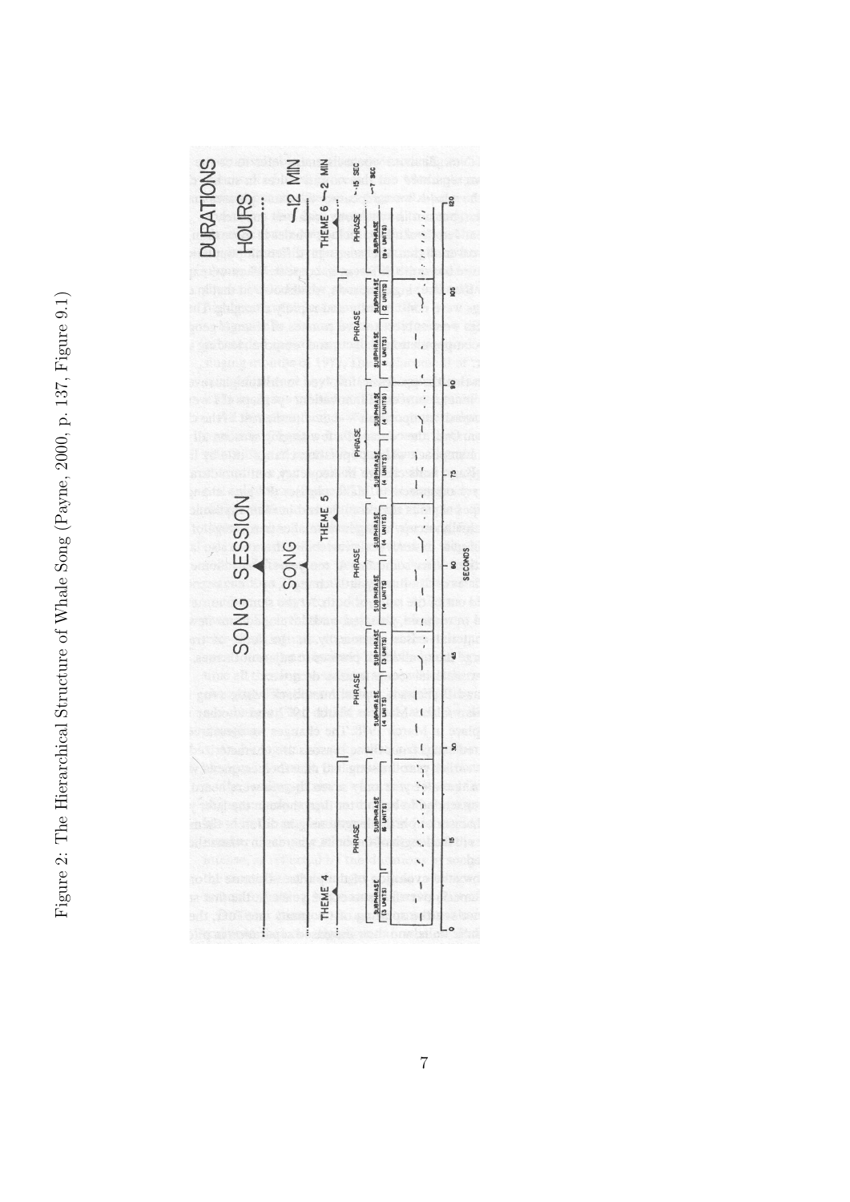Figure 2: The Hierarchical Structure of Whale Song (Payne, 2000, p. 137, Figure 9.1)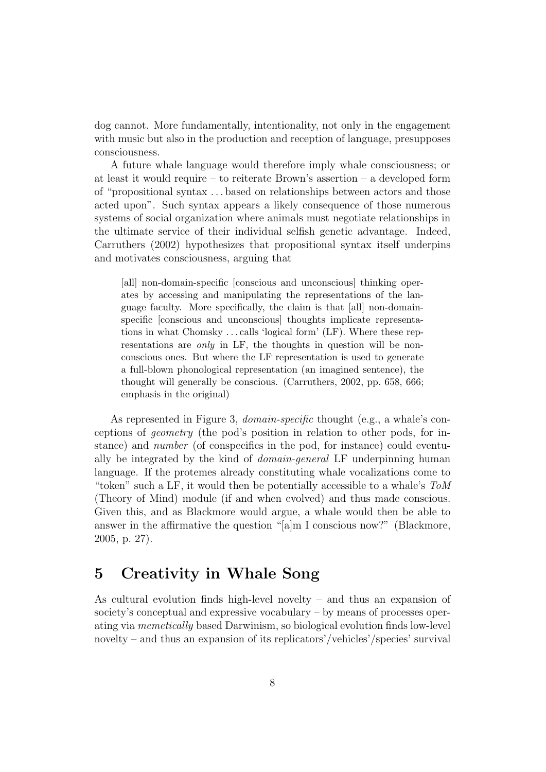dog cannot. More fundamentally, intentionality, not only in the engagement with music but also in the production and reception of language, presupposes consciousness.

A future whale language would therefore imply whale consciousness; or at least it would require – to reiterate Brown's assertion – a developed form of "propositional syntax . . . based on relationships between actors and those acted upon". Such syntax appears a likely consequence of those numerous systems of social organization where animals must negotiate relationships in the ultimate service of their individual selfish genetic advantage. Indeed, Carruthers (2002) hypothesizes that propositional syntax itself underpins and motivates consciousness, arguing that

> [all] non-domain-specific [conscious and unconscious] thinking operates by accessing and manipulating the representations of the language faculty. More specifically, the claim is that [all] non-domain-specific [conscious and unconscious] thoughts implicate representations in what Chomsky . . . calls 'logical form' (LF). Where these representations are *only* in LF, the thoughts in question will be non-conscious ones. But where the LF representation is used to generate a full-blown phonological representation (an imagined sentence), the thought will generally be conscious. (Carruthers, 2002, pp. 658, 666; emphasis in the original)

As represented in Figure 3, *domain-specific* thought (e.g., a whale's conceptions of *geometry* (the pod's position in relation to other pods, for instance) and *number* (of conspecifics in the pod, for instance) could eventually be integrated by the kind of *domain-general* LF underpinning human language. If the protemes already constituting whale vocalizations come to "token" such a LF, it would then be potentially accessible to a whale's *ToM* (Theory of Mind) module (if and when evolved) and thus made conscious. Given this, and as Blackmore would argue, a whale would then be able to answer in the affirmative the question "[a]m I conscious now?" (Blackmore, 2005, p. 27).

## 5 Creativity in Whale Song

As cultural evolution finds high-level novelty – and thus an expansion of society's conceptual and expressive vocabulary – by means of processes operating via *memetically* based Darwinism, so biological evolution finds low-level novelty – and thus an expansion of its replicators'/vehicles'/species' survival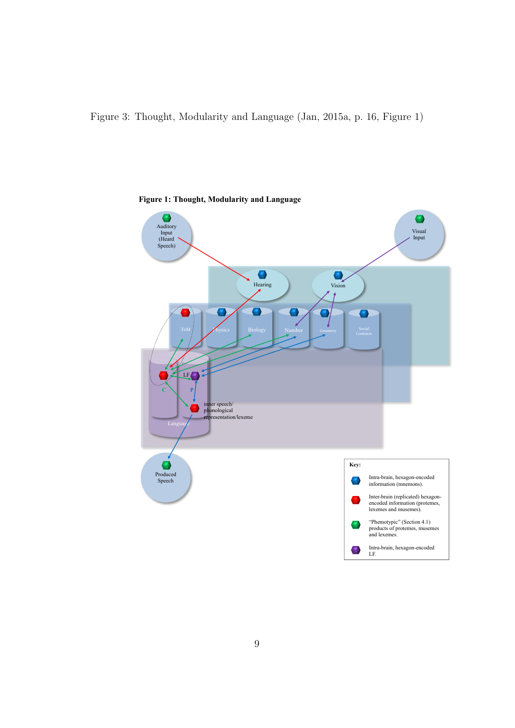Figure 3: Thought, Modularity and Language (Jan, 2015a, p. 16, Figure 1)

**Figure 1: Thought, Modularity and Language**

Auditory Input (Heard Speech)

Visual Input

Hearing

Vision

ToM

Physics

Biology

Number

Geometry

Social Contracts

LF

C

P

inner speech/ phonological representation/lexeme

Language

Produced Speech

**Key:**

Intra-brain, hexagon-encoded information (mnemons).

Inter-brain (replicated) hexagon-encoded information (protemes, lexemes and musemes).

"Phemotypic" (Section 4.1) products of protemes, musemes and lexemes.

Intra-brain, hexagon-encoded LF.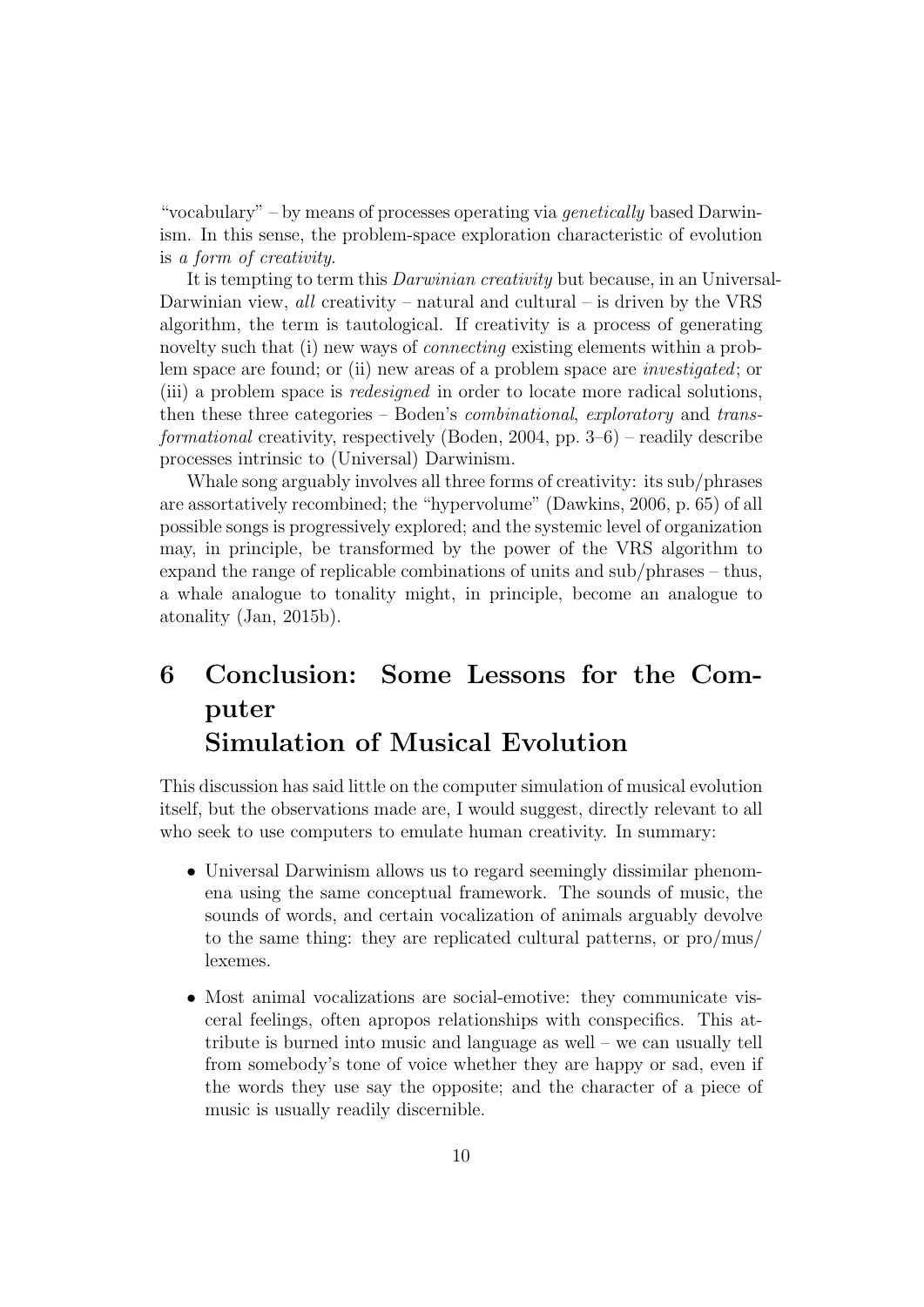"vocabulary" – by means of processes operating via *genetically* based Darwinism. In this sense, the problem-space exploration characteristic of evolution is *a form of creativity*.

It is tempting to term this *Darwinian creativity* but because, in an Universal-Darwinian view, *all* creativity – natural and cultural – is driven by the VRS algorithm, the term is tautological. If creativity is a process of generating novelty such that (i) new ways of *connecting* existing elements within a problem space are found; or (ii) new areas of a problem space are *investigated*; or (iii) a problem space is *redesigned* in order to locate more radical solutions, then these three categories – Boden's *combinational*, *exploratory* and *transformational* creativity, respectively (Boden, 2004, pp. 3–6) – readily describe processes intrinsic to (Universal) Darwinism.

Whale song arguably involves all three forms of creativity: its sub/phrases are assortatively recombined; the "hypervolume" (Dawkins, 2006, p. 65) of all possible songs is progressively explored; and the systemic level of organization may, in principle, be transformed by the power of the VRS algorithm to expand the range of replicable combinations of units and sub/phrases – thus, a whale analogue to tonality might, in principle, become an analogue to atonality (Jan, 2015b).

# 6 Conclusion: Some Lessons for the Computer Simulation of Musical Evolution

This discussion has said little on the computer simulation of musical evolution itself, but the observations made are, I would suggest, directly relevant to all who seek to use computers to emulate human creativity. In summary:

- Universal Darwinism allows us to regard seemingly dissimilar phenomena using the same conceptual framework. The sounds of music, the sounds of words, and certain vocalization of animals arguably devolve to the same thing: they are replicated cultural patterns, or pro/mus/lexemes.
- Most animal vocalizations are social-emotive: they communicate visceral feelings, often apropos relationships with conspecifics. This attribute is burned into music and language as well – we can usually tell from somebody's tone of voice whether they are happy or sad, even if the words they use say the opposite; and the character of a piece of music is usually readily discernible.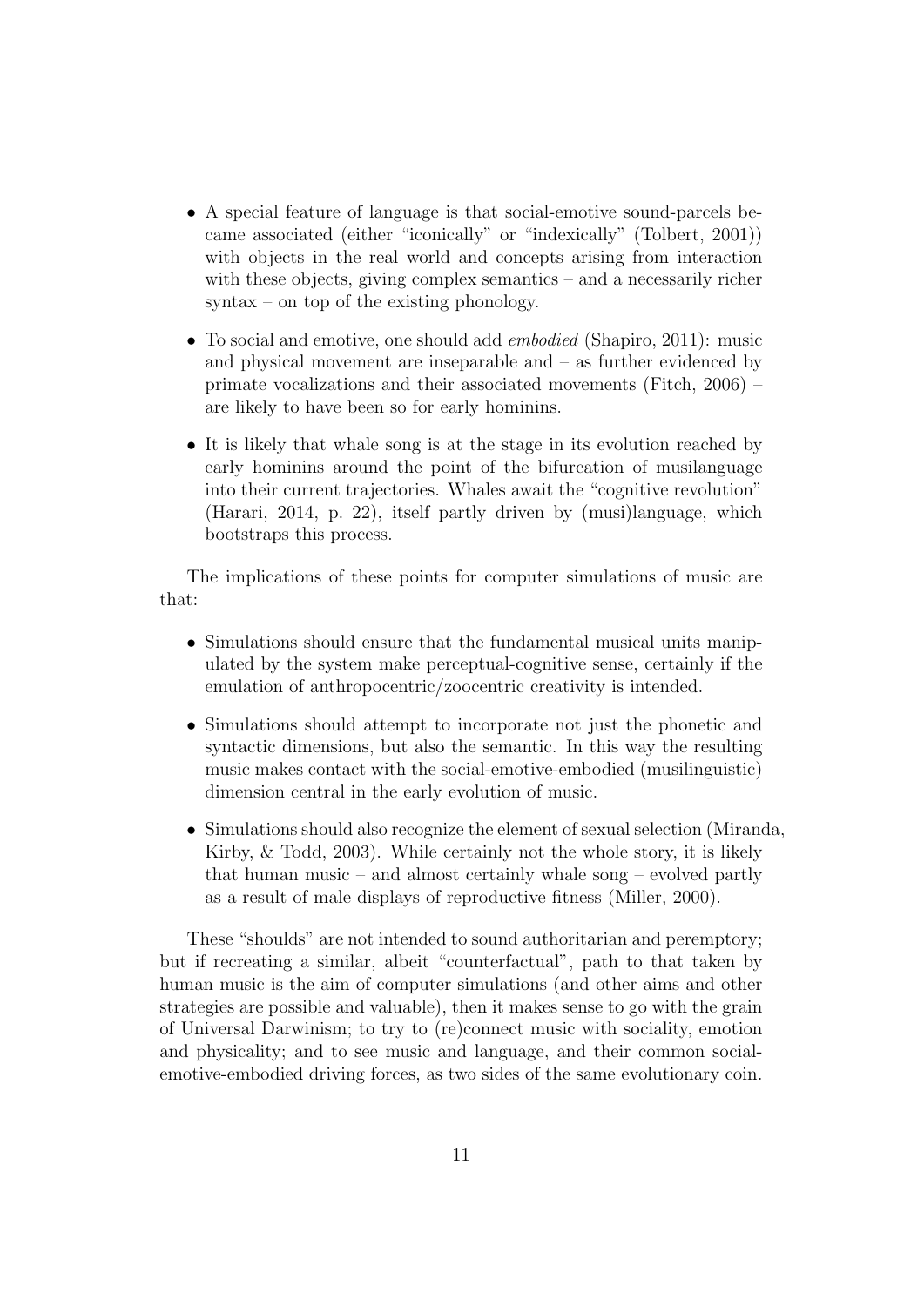- A special feature of language is that social-emotive sound-parcels became associated (either "iconically" or "indexically" (Tolbert, 2001)) with objects in the real world and concepts arising from interaction with these objects, giving complex semantics – and a necessarily richer syntax – on top of the existing phonology.

- To social and emotive, one should add *embodied* (Shapiro, 2011): music and physical movement are inseparable and – as further evidenced by primate vocalizations and their associated movements (Fitch, 2006) – are likely to have been so for early hominins.

- It is likely that whale song is at the stage in its evolution reached by early hominins around the point of the bifurcation of musilanguage into their current trajectories. Whales await the "cognitive revolution" (Harari, 2014, p. 22), itself partly driven by (musi)language, which bootstraps this process.

The implications of these points for computer simulations of music are that:

- Simulations should ensure that the fundamental musical units manipulated by the system make perceptual-cognitive sense, certainly if the emulation of anthropocentric/zoocentric creativity is intended.

- Simulations should attempt to incorporate not just the phonetic and syntactic dimensions, but also the semantic. In this way the resulting music makes contact with the social-emotive-embodied (musilinguistic) dimension central in the early evolution of music.

- Simulations should also recognize the element of sexual selection (Miranda, Kirby, & Todd, 2003). While certainly not the whole story, it is likely that human music – and almost certainly whale song – evolved partly as a result of male displays of reproductive fitness (Miller, 2000).

These "shoulds" are not intended to sound authoritarian and peremptory; but if recreating a similar, albeit "counterfactual", path to that taken by human music is the aim of computer simulations (and other aims and other strategies are possible and valuable), then it makes sense to go with the grain of Universal Darwinism; to try to (re)connect music with sociality, emotion and physicality; and to see music and language, and their common social-emotive-embodied driving forces, as two sides of the same evolutionary coin.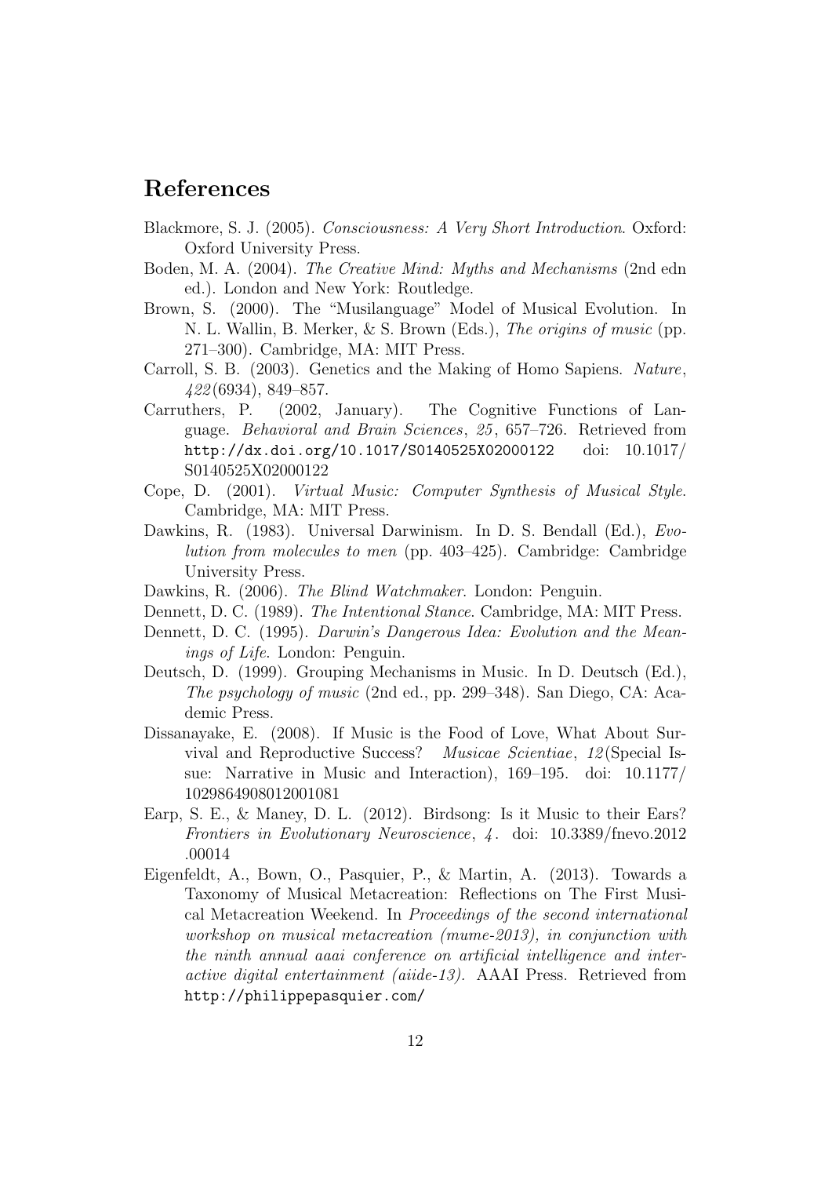## References

Blackmore, S. J. (2005). *Consciousness: A Very Short Introduction*. Oxford: Oxford University Press.

Boden, M. A. (2004). *The Creative Mind: Myths and Mechanisms* (2nd edn ed.). London and New York: Routledge.

Brown, S. (2000). The "Musilanguage" Model of Musical Evolution. In N. L. Wallin, B. Merker, & S. Brown (Eds.), *The origins of music* (pp. 271–300). Cambridge, MA: MIT Press.

Carroll, S. B. (2003). Genetics and the Making of Homo Sapiens. *Nature*, *422*(6934), 849–857.

Carruthers, P. (2002, January). The Cognitive Functions of Language. *Behavioral and Brain Sciences*, *25*, 657–726. Retrieved from http://dx.doi.org/10.1017/S0140525X02000122 doi: 10.1017/S0140525X02000122

Cope, D. (2001). *Virtual Music: Computer Synthesis of Musical Style*. Cambridge, MA: MIT Press.

Dawkins, R. (1983). Universal Darwinism. In D. S. Bendall (Ed.), *Evolution from molecules to men* (pp. 403–425). Cambridge: Cambridge University Press.

Dawkins, R. (2006). *The Blind Watchmaker*. London: Penguin.

Dennett, D. C. (1989). *The Intentional Stance*. Cambridge, MA: MIT Press.

Dennett, D. C. (1995). *Darwin's Dangerous Idea: Evolution and the Meanings of Life*. London: Penguin.

Deutsch, D. (1999). Grouping Mechanisms in Music. In D. Deutsch (Ed.), *The psychology of music* (2nd ed., pp. 299–348). San Diego, CA: Academic Press.

Dissanayake, E. (2008). If Music is the Food of Love, What About Survival and Reproductive Success? *Musicae Scientiae*, *12*(Special Issue: Narrative in Music and Interaction), 169–195. doi: 10.1177/1029864908012001081

Earp, S. E., & Maney, D. L. (2012). Birdsong: Is it Music to their Ears? *Frontiers in Evolutionary Neuroscience*, *4*. doi: 10.3389/fnevo.2012.00014

Eigenfeldt, A., Bown, O., Pasquier, P., & Martin, A. (2013). Towards a Taxonomy of Musical Metacreation: Reflections on The First Musical Metacreation Weekend. In *Proceedings of the second international workshop on musical metacreation (mume-2013), in conjunction with the ninth annual aaai conference on artificial intelligence and interactive digital entertainment (aiide-13).* AAAI Press. Retrieved from http://philippepasquier.com/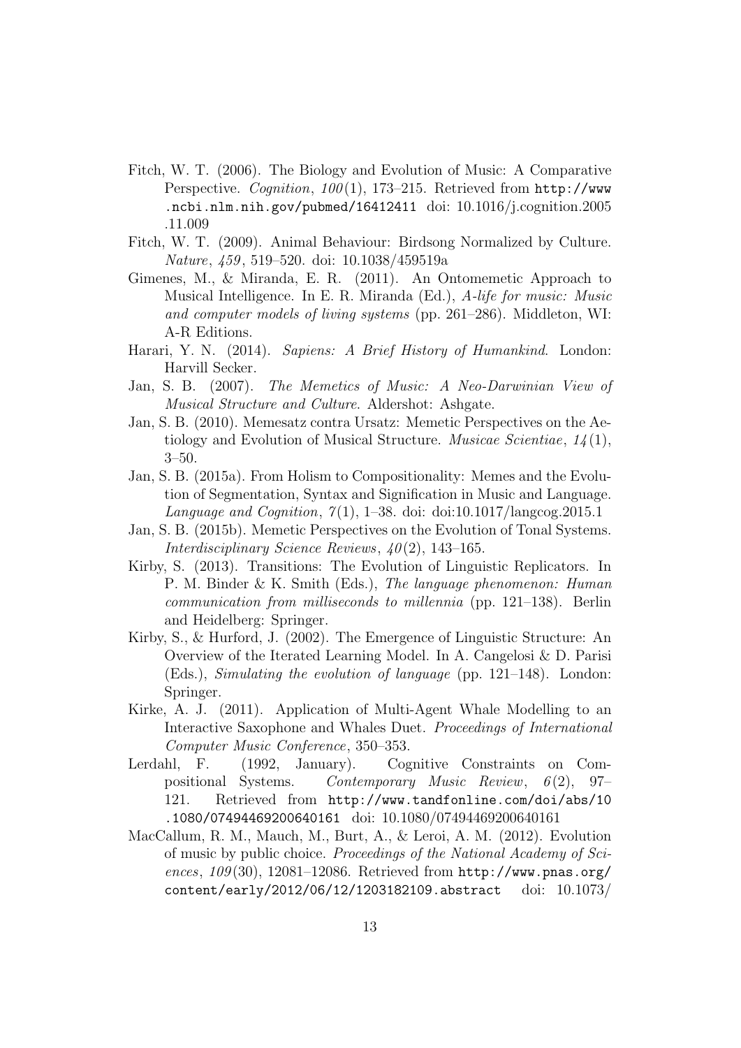Fitch, W. T. (2006). The Biology and Evolution of Music: A Comparative Perspective. *Cognition*, *100*(1), 173–215. Retrieved from http://www.ncbi.nlm.nih.gov/pubmed/16412411 doi: 10.1016/j.cognition.2005.11.009

Fitch, W. T. (2009). Animal Behaviour: Birdsong Normalized by Culture. *Nature*, *459*, 519–520. doi: 10.1038/459519a

Gimenes, M., & Miranda, E. R. (2011). An Ontomemetic Approach to Musical Intelligence. In E. R. Miranda (Ed.), *A-life for music: Music and computer models of living systems* (pp. 261–286). Middleton, WI: A-R Editions.

Harari, Y. N. (2014). *Sapiens: A Brief History of Humankind*. London: Harvill Secker.

Jan, S. B. (2007). *The Memetics of Music: A Neo-Darwinian View of Musical Structure and Culture*. Aldershot: Ashgate.

Jan, S. B. (2010). Memesatz contra Ursatz: Memetic Perspectives on the Aetiology and Evolution of Musical Structure. *Musicae Scientiae*, *14*(1), 3–50.

Jan, S. B. (2015a). From Holism to Compositionality: Memes and the Evolution of Segmentation, Syntax and Signification in Music and Language. *Language and Cognition*, *7*(1), 1–38. doi: doi:10.1017/langcog.2015.1

Jan, S. B. (2015b). Memetic Perspectives on the Evolution of Tonal Systems. *Interdisciplinary Science Reviews*, *40*(2), 143–165.

Kirby, S. (2013). Transitions: The Evolution of Linguistic Replicators. In P. M. Binder & K. Smith (Eds.), *The language phenomenon: Human communication from milliseconds to millennia* (pp. 121–138). Berlin and Heidelberg: Springer.

Kirby, S., & Hurford, J. (2002). The Emergence of Linguistic Structure: An Overview of the Iterated Learning Model. In A. Cangelosi & D. Parisi (Eds.), *Simulating the evolution of language* (pp. 121–148). London: Springer.

Kirke, A. J. (2011). Application of Multi-Agent Whale Modelling to an Interactive Saxophone and Whales Duet. *Proceedings of International Computer Music Conference*, 350–353.

Lerdahl, F. (1992, January). Cognitive Constraints on Compositional Systems. *Contemporary Music Review*, *6*(2), 97–121. Retrieved from http://www.tandfonline.com/doi/abs/10.1080/07494469200640161 doi: 10.1080/07494469200640161

MacCallum, R. M., Mauch, M., Burt, A., & Leroi, A. M. (2012). Evolution of music by public choice. *Proceedings of the National Academy of Sciences*, *109*(30), 12081–12086. Retrieved from http://www.pnas.org/content/early/2012/06/12/1203182109.abstract doi: 10.1073/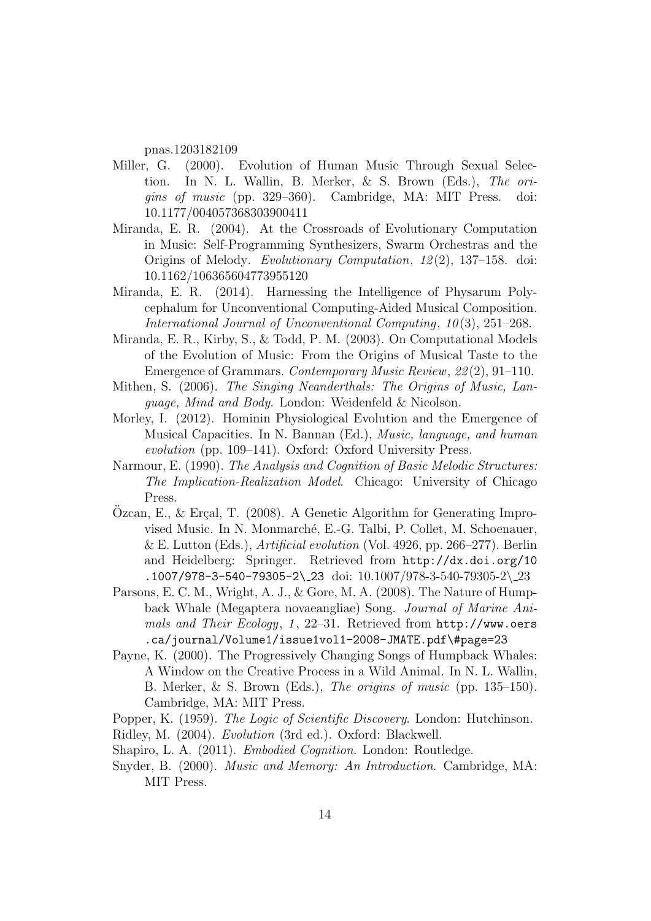pnas.1203182109

Miller, G. (2000). Evolution of Human Music Through Sexual Selection. In N. L. Wallin, B. Merker, & S. Brown (Eds.), *The origins of music* (pp. 329–360). Cambridge, MA: MIT Press. doi: 10.1177/004057368303900411

Miranda, E. R. (2004). At the Crossroads of Evolutionary Computation in Music: Self-Programming Synthesizers, Swarm Orchestras and the Origins of Melody. *Evolutionary Computation*, *12*(2), 137–158. doi: 10.1162/106365604773955120

Miranda, E. R. (2014). Harnessing the Intelligence of Physarum Polycephalum for Unconventional Computing-Aided Musical Composition. *International Journal of Unconventional Computing*, *10*(3), 251–268.

Miranda, E. R., Kirby, S., & Todd, P. M. (2003). On Computational Models of the Evolution of Music: From the Origins of Musical Taste to the Emergence of Grammars. *Contemporary Music Review*, *22*(2), 91–110.

Mithen, S. (2006). *The Singing Neanderthals: The Origins of Music, Language, Mind and Body*. London: Weidenfeld & Nicolson.

Morley, I. (2012). Hominin Physiological Evolution and the Emergence of Musical Capacities. In N. Bannan (Ed.), *Music, language, and human evolution* (pp. 109–141). Oxford: Oxford University Press.

Narmour, E. (1990). *The Analysis and Cognition of Basic Melodic Structures: The Implication-Realization Model*. Chicago: University of Chicago Press.

Özcan, E., & Erçal, T. (2008). A Genetic Algorithm for Generating Improvised Music. In N. Monmarché, E.-G. Talbi, P. Collet, M. Schoenauer, & E. Lutton (Eds.), *Artificial evolution* (Vol. 4926, pp. 266–277). Berlin and Heidelberg: Springer. Retrieved from http://dx.doi.org/10.1007/978-3-540-79305-2\_23 doi: 10.1007/978-3-540-79305-2\_23

Parsons, E. C. M., Wright, A. J., & Gore, M. A. (2008). The Nature of Humpback Whale (Megaptera novaeangliae) Song. *Journal of Marine Animals and Their Ecology*, *1*, 22–31. Retrieved from http://www.oers.ca/journal/Volume1/issue1vol1-2008-JMATE.pdf\#page=23

Payne, K. (2000). The Progressively Changing Songs of Humpback Whales: A Window on the Creative Process in a Wild Animal. In N. L. Wallin, B. Merker, & S. Brown (Eds.), *The origins of music* (pp. 135–150). Cambridge, MA: MIT Press.

Popper, K. (1959). *The Logic of Scientific Discovery*. London: Hutchinson.

Ridley, M. (2004). *Evolution* (3rd ed.). Oxford: Blackwell.

Shapiro, L. A. (2011). *Embodied Cognition*. London: Routledge.

Snyder, B. (2000). *Music and Memory: An Introduction*. Cambridge, MA: MIT Press.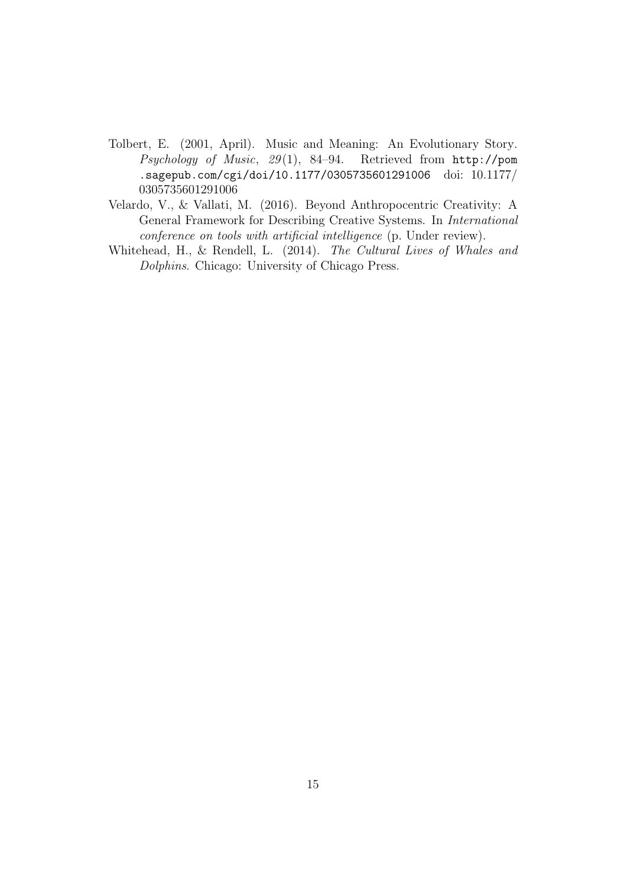Tolbert, E. (2001, April). Music and Meaning: An Evolutionary Story. *Psychology of Music*, *29*(1), 84–94. Retrieved from `http://pom.sagepub.com/cgi/doi/10.1177/0305735601291006` doi: 10.1177/0305735601291006

Velardo, V., & Vallati, M. (2016). Beyond Anthropocentric Creativity: A General Framework for Describing Creative Systems. In *International conference on tools with artificial intelligence* (p. Under review).

Whitehead, H., & Rendell, L. (2014). *The Cultural Lives of Whales and Dolphins*. Chicago: University of Chicago Press.